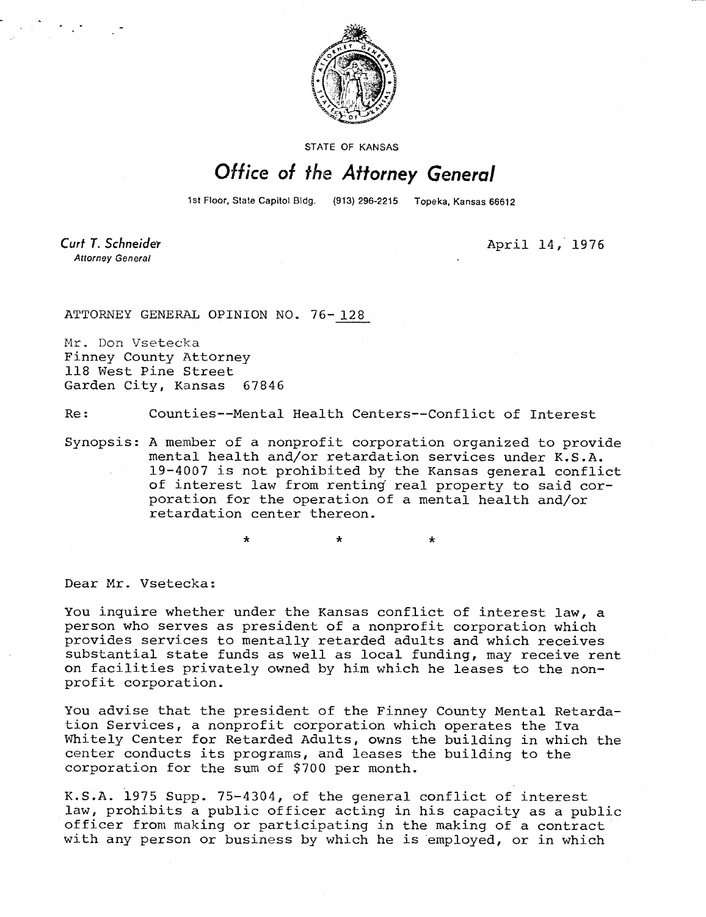STATE OF KANSAS

# Office of the Attorney General

1st Floor, State Capitol Bldg. (913) 296-2215 Topeka, Kansas 66612

*Curt T. Schneider*
*Attorney General*

April 14, 1976

ATTORNEY GENERAL OPINION NO. 76-128

Mr. Don Vsetecka
Finney County Attorney
118 West Pine Street
Garden City, Kansas 67846

Re: Counties--Mental Health Centers--Conflict of Interest

Synopsis: A member of a nonprofit corporation organized to provide mental health and/or retardation services under K.S.A. 19-4007 is not prohibited by the Kansas general conflict of interest law from renting real property to said corporation for the operation of a mental health and/or retardation center thereon.

\* \* \*

Dear Mr. Vsetecka:

You inquire whether under the Kansas conflict of interest law, a person who serves as president of a nonprofit corporation which provides services to mentally retarded adults and which receives substantial state funds as well as local funding, may receive rent on facilities privately owned by him which he leases to the nonprofit corporation.

You advise that the president of the Finney County Mental Retardation Services, a nonprofit corporation which operates the Iva Whitely Center for Retarded Adults, owns the building in which the center conducts its programs, and leases the building to the corporation for the sum of $700 per month.

K.S.A. 1975 Supp. 75-4304, of the general conflict of interest law, prohibits a public officer acting in his capacity as a public officer from making or participating in the making of a contract with any person or business by which he is employed, or in which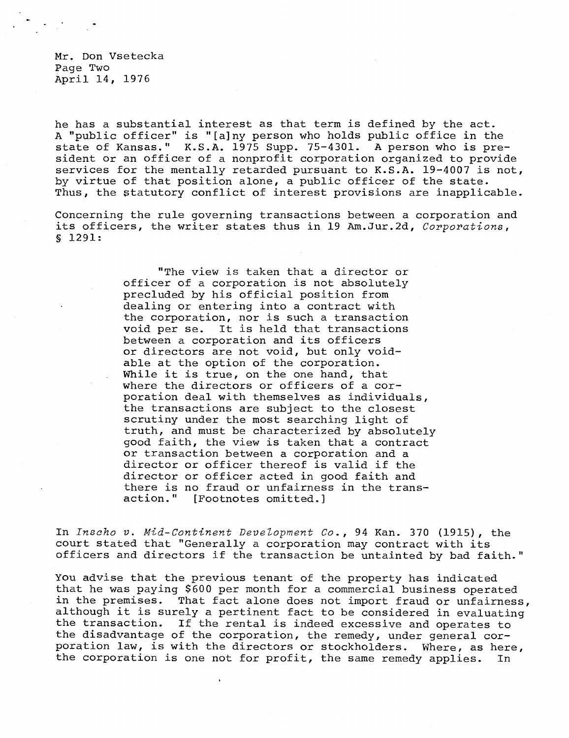he has a substantial interest as that term is defined by the act. A "public officer" is "[a]ny person who holds public office in the state of Kansas." K.S.A. 1975 Supp. 75-4301. A person who is president or an officer of a nonprofit corporation organized to provide services for the mentally retarded pursuant to K.S.A. 19-4007 is not, by virtue of that position alone, a public officer of the state. Thus, the statutory conflict of interest provisions are inapplicable.

Concerning the rule governing transactions between a corporation and its officers, the writer states thus in 19 Am.Jur.2d, *Corporations*, § 1291:

> "The view is taken that a director or officer of a corporation is not absolutely precluded by his official position from dealing or entering into a contract with the corporation, nor is such a transaction void per se. It is held that transactions between a corporation and its officers or directors are not void, but only voidable at the option of the corporation. While it is true, on the one hand, that where the directors or officers of a corporation deal with themselves as individuals, the transactions are subject to the closest scrutiny under the most searching light of truth, and must be characterized by absolutely good faith, the view is taken that a contract or transaction between a corporation and a director or officer thereof is valid if the director or officer acted in good faith and there is no fraud or unfairness in the transaction." [Footnotes omitted.]

In *Inscho v. Mid-Continent Development Co.*, 94 Kan. 370 (1915), the court stated that "Generally a corporation may contract with its officers and directors if the transaction be untainted by bad faith."

You advise that the previous tenant of the property has indicated that he was paying $600 per month for a commercial business operated in the premises. That fact alone does not import fraud or unfairness, although it is surely a pertinent fact to be considered in evaluating the transaction. If the rental is indeed excessive and operates to the disadvantage of the corporation, the remedy, under general corporation law, is with the directors or stockholders. Where, as here, the corporation is one not for profit, the same remedy applies. In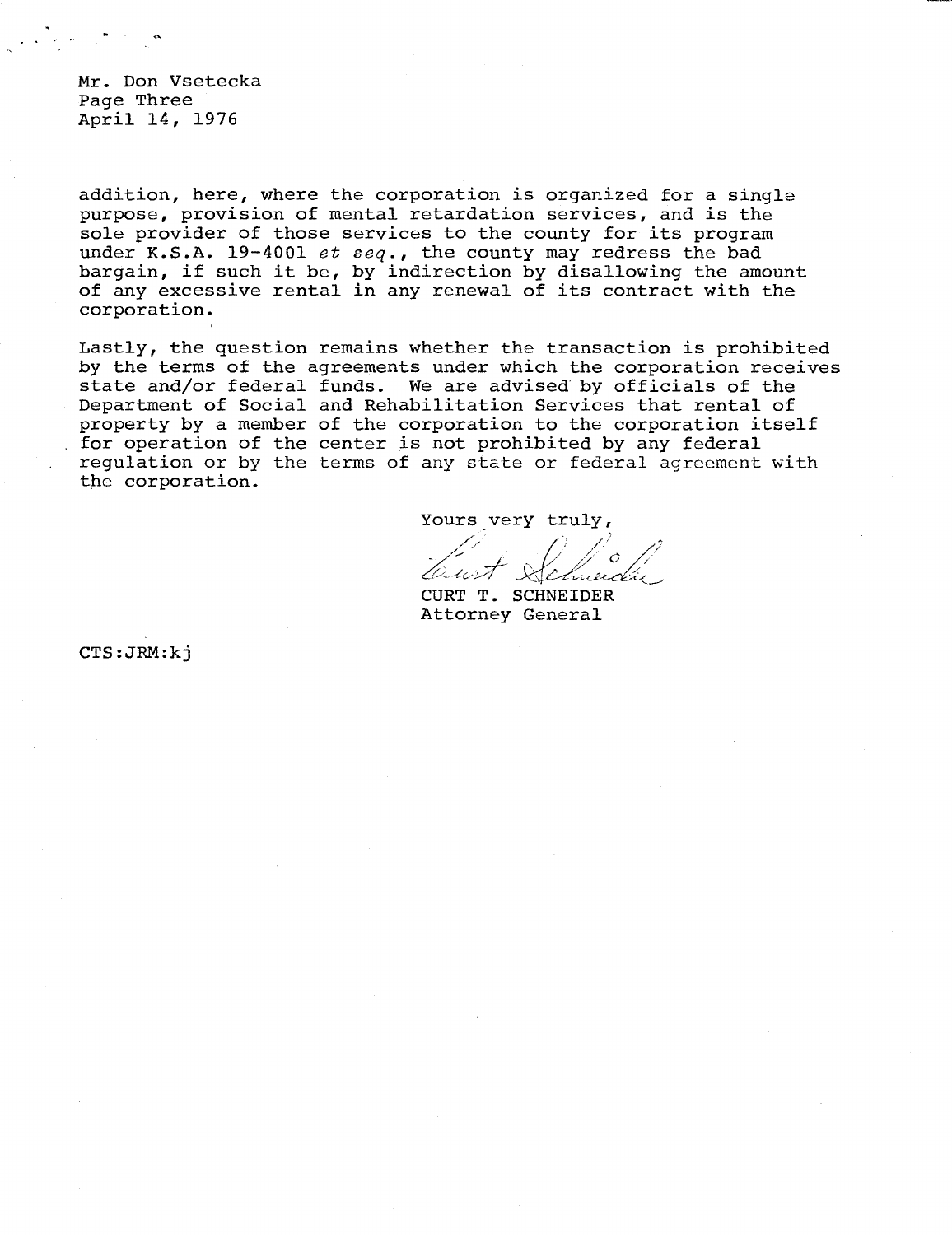Mr. Don Vsetecka
Page Three
April 14, 1976

addition, here, where the corporation is organized for a single purpose, provision of mental retardation services, and is the sole provider of those services to the county for its program under K.S.A. 19-4001 *et seq.*, the county may redress the bad bargain, if such it be, by indirection by disallowing the amount of any excessive rental in any renewal of its contract with the corporation.

Lastly, the question remains whether the transaction is prohibited by the terms of the agreements under which the corporation receives state and/or federal funds. We are advised by officials of the Department of Social and Rehabilitation Services that rental of property by a member of the corporation to the corporation itself for operation of the center is not prohibited by any federal regulation or by the terms of any state or federal agreement with the corporation.

Yours very truly,

CURT T. SCHNEIDER
Attorney General

CTS:JRM:kj